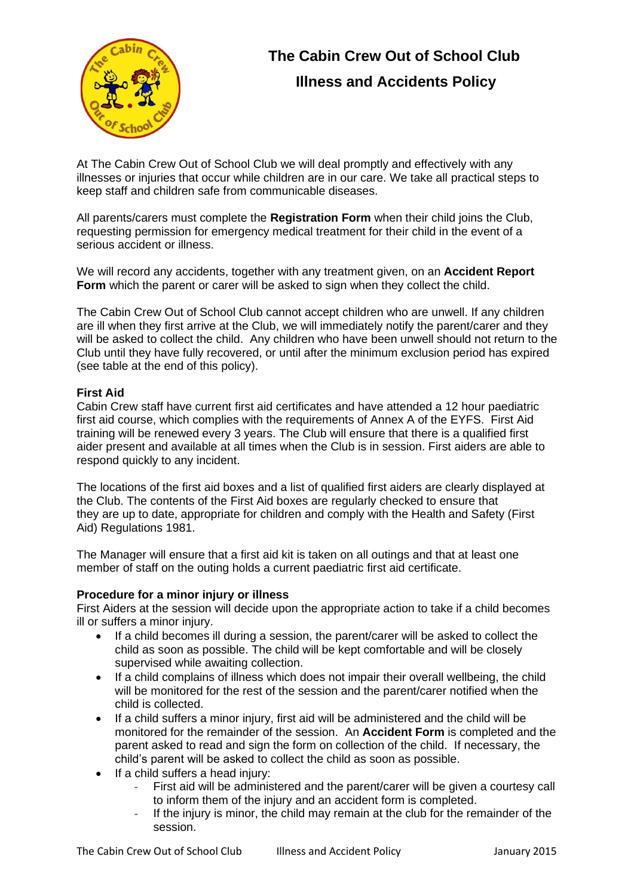# The Cabin Crew Out of School Club

## Illness and Accidents Policy

At The Cabin Crew Out of School Club we will deal promptly and effectively with any illnesses or injuries that occur while children are in our care. We take all practical steps to keep staff and children safe from communicable diseases.

All parents/carers must complete the **Registration Form** when their child joins the Club, requesting permission for emergency medical treatment for their child in the event of a serious accident or illness.

We will record any accidents, together with any treatment given, on an **Accident Report Form** which the parent or carer will be asked to sign when they collect the child.

The Cabin Crew Out of School Club cannot accept children who are unwell. If any children are ill when they first arrive at the Club, we will immediately notify the parent/carer and they will be asked to collect the child. Any children who have been unwell should not return to the Club until they have fully recovered, or until after the minimum exclusion period has expired (see table at the end of this policy).

### First Aid

Cabin Crew staff have current first aid certificates and have attended a 12 hour paediatric first aid course, which complies with the requirements of Annex A of the EYFS. First Aid training will be renewed every 3 years. The Club will ensure that there is a qualified first aider present and available at all times when the Club is in session. First aiders are able to respond quickly to any incident.

The locations of the first aid boxes and a list of qualified first aiders are clearly displayed at the Club. The contents of the First Aid boxes are regularly checked to ensure that they are up to date, appropriate for children and comply with the Health and Safety (First Aid) Regulations 1981.

The Manager will ensure that a first aid kit is taken on all outings and that at least one member of staff on the outing holds a current paediatric first aid certificate.

### Procedure for a minor injury or illness

First Aiders at the session will decide upon the appropriate action to take if a child becomes ill or suffers a minor injury.

- If a child becomes ill during a session, the parent/carer will be asked to collect the child as soon as possible. The child will be kept comfortable and will be closely supervised while awaiting collection.
- If a child complains of illness which does not impair their overall wellbeing, the child will be monitored for the rest of the session and the parent/carer notified when the child is collected.
- If a child suffers a minor injury, first aid will be administered and the child will be monitored for the remainder of the session. An **Accident Form** is completed and the parent asked to read and sign the form on collection of the child. If necessary, the child's parent will be asked to collect the child as soon as possible.
- If a child suffers a head injury:
  - First aid will be administered and the parent/carer will be given a courtesy call to inform them of the injury and an accident form is completed.
  - If the injury is minor, the child may remain at the club for the remainder of the session.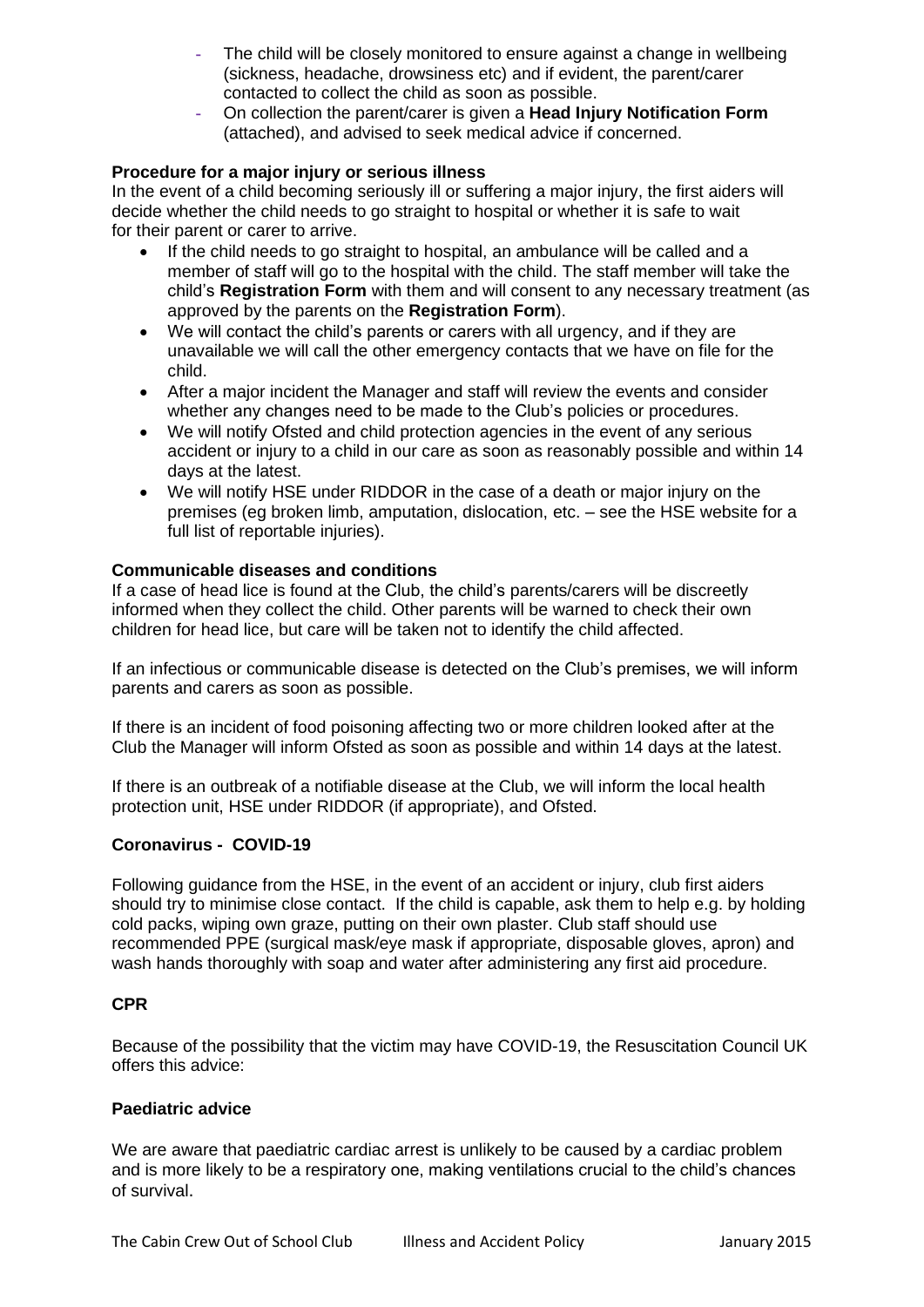- The child will be closely monitored to ensure against a change in wellbeing (sickness, headache, drowsiness etc) and if evident, the parent/carer contacted to collect the child as soon as possible.
- On collection the parent/carer is given a **Head Injury Notification Form** (attached), and advised to seek medical advice if concerned.

**Procedure for a major injury or serious illness**

In the event of a child becoming seriously ill or suffering a major injury, the first aiders will decide whether the child needs to go straight to hospital or whether it is safe to wait for their parent or carer to arrive.

- If the child needs to go straight to hospital, an ambulance will be called and a member of staff will go to the hospital with the child. The staff member will take the child's **Registration Form** with them and will consent to any necessary treatment (as approved by the parents on the **Registration Form**).
- We will contact the child's parents or carers with all urgency, and if they are unavailable we will call the other emergency contacts that we have on file for the child.
- After a major incident the Manager and staff will review the events and consider whether any changes need to be made to the Club's policies or procedures.
- We will notify Ofsted and child protection agencies in the event of any serious accident or injury to a child in our care as soon as reasonably possible and within 14 days at the latest.
- We will notify HSE under RIDDOR in the case of a death or major injury on the premises (eg broken limb, amputation, dislocation, etc. – see the HSE website for a full list of reportable injuries).

**Communicable diseases and conditions**

If a case of head lice is found at the Club, the child's parents/carers will be discreetly informed when they collect the child. Other parents will be warned to check their own children for head lice, but care will be taken not to identify the child affected.

If an infectious or communicable disease is detected on the Club's premises, we will inform parents and carers as soon as possible.

If there is an incident of food poisoning affecting two or more children looked after at the Club the Manager will inform Ofsted as soon as possible and within 14 days at the latest.

If there is an outbreak of a notifiable disease at the Club, we will inform the local health protection unit, HSE under RIDDOR (if appropriate), and Ofsted.

**Coronavirus - COVID-19**

Following guidance from the HSE, in the event of an accident or injury, club first aiders should try to minimise close contact. If the child is capable, ask them to help e.g. by holding cold packs, wiping own graze, putting on their own plaster. Club staff should use recommended PPE (surgical mask/eye mask if appropriate, disposable gloves, apron) and wash hands thoroughly with soap and water after administering any first aid procedure.

**CPR**

Because of the possibility that the victim may have COVID-19, the Resuscitation Council UK offers this advice:

**Paediatric advice**

We are aware that paediatric cardiac arrest is unlikely to be caused by a cardiac problem and is more likely to be a respiratory one, making ventilations crucial to the child's chances of survival.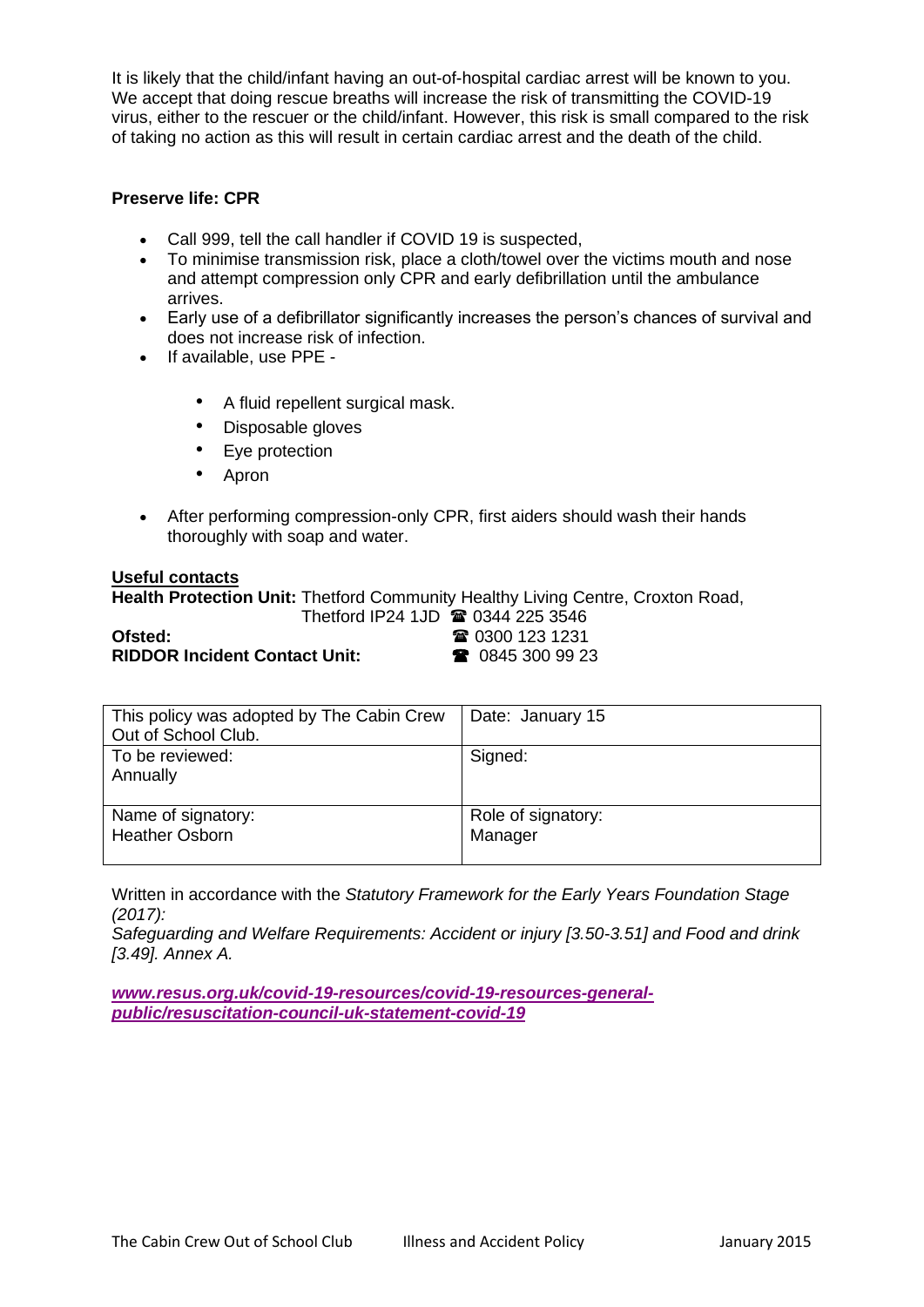It is likely that the child/infant having an out-of-hospital cardiac arrest will be known to you. We accept that doing rescue breaths will increase the risk of transmitting the COVID-19 virus, either to the rescuer or the child/infant. However, this risk is small compared to the risk of taking no action as this will result in certain cardiac arrest and the death of the child.

**Preserve life: CPR**

- Call 999, tell the call handler if COVID 19 is suspected,
- To minimise transmission risk, place a cloth/towel over the victims mouth and nose and attempt compression only CPR and early defibrillation until the ambulance arrives.
- Early use of a defibrillator significantly increases the person's chances of survival and does not increase risk of infection.
- If available, use PPE -
    - A fluid repellent surgical mask.
    - Disposable gloves
    - Eye protection
    - Apron
- After performing compression-only CPR, first aiders should wash their hands thoroughly with soap and water.

**Useful contacts**

**Health Protection Unit:** Thetford Community Healthy Living Centre, Croxton Road, Thetford IP24 1JD ☎ 0344 225 3546
**Ofsted:** ☎ 0300 123 1231
**RIDDOR Incident Contact Unit:** ☎ 0845 300 99 23

| This policy was adopted by The Cabin Crew Out of School Club. | Date: January 15 |
|---|---|
| To be reviewed: Annually | Signed: |
| Name of signatory: Heather Osborn | Role of signatory: Manager |

Written in accordance with the *Statutory Framework for the Early Years Foundation Stage (2017): Safeguarding and Welfare Requirements: Accident or injury [3.50-3.51] and Food and drink [3.49]. Annex A.*

***www.resus.org.uk/covid-19-resources/covid-19-resources-general-public/resuscitation-council-uk-statement-covid-19***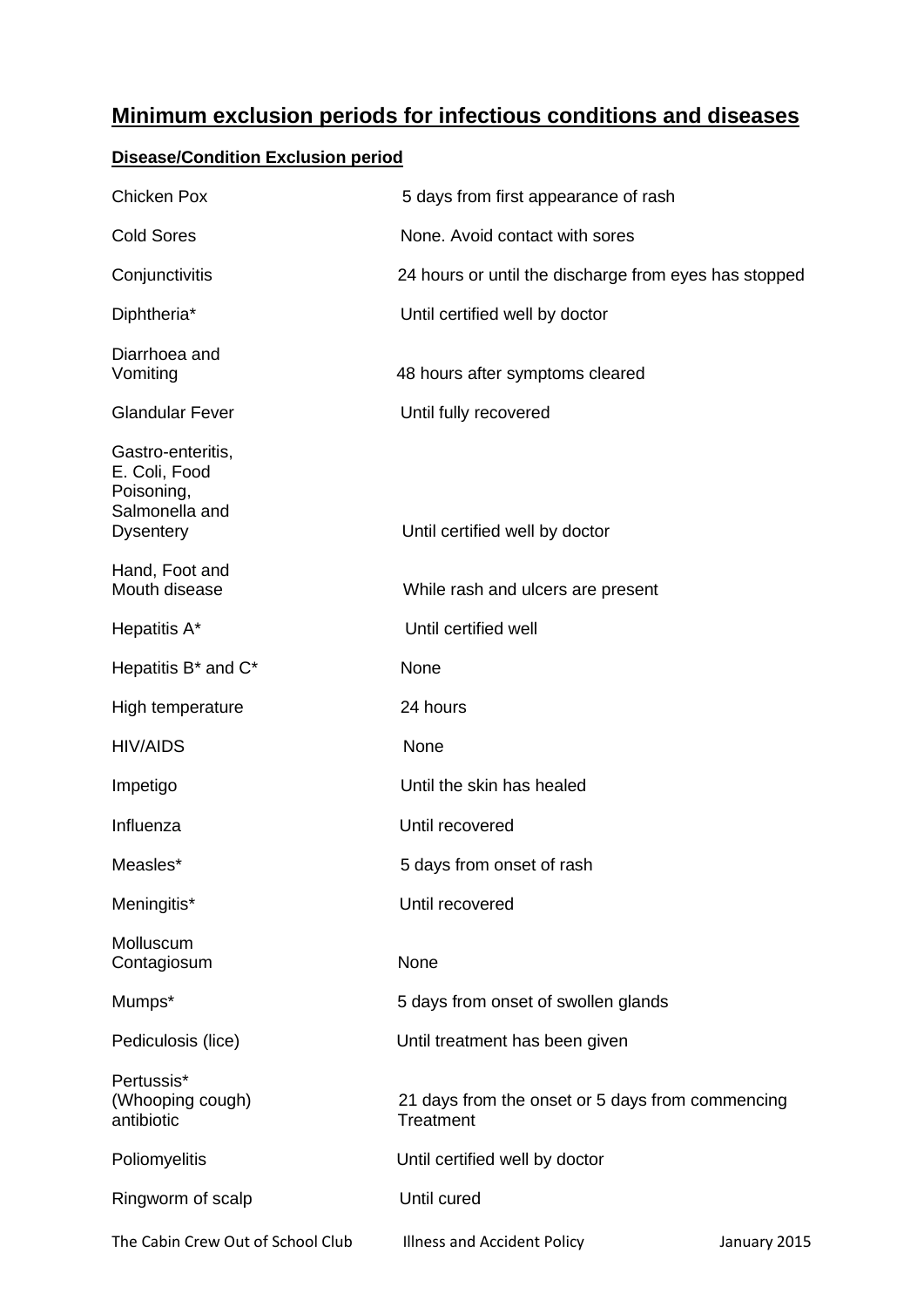## Minimum exclusion periods for infectious conditions and diseases

| Disease/Condition | Exclusion period |
|---|---|
| Chicken Pox | 5 days from first appearance of rash |
| Cold Sores | None. Avoid contact with sores |
| Conjunctivitis | 24 hours or until the discharge from eyes has stopped |
| Diphtheria* | Until certified well by doctor |
| Diarrhoea and Vomiting | 48 hours after symptoms cleared |
| Glandular Fever | Until fully recovered |
| Gastro-enteritis, E. Coli, Food Poisoning, Salmonella and Dysentery | Until certified well by doctor |
| Hand, Foot and Mouth disease | While rash and ulcers are present |
| Hepatitis A* | Until certified well |
| Hepatitis B* and C* | None |
| High temperature | 24 hours |
| HIV/AIDS | None |
| Impetigo | Until the skin has healed |
| Influenza | Until recovered |
| Measles* | 5 days from onset of rash |
| Meningitis* | Until recovered |
| Molluscum Contagiosum | None |
| Mumps* | 5 days from onset of swollen glands |
| Pediculosis (lice) | Until treatment has been given |
| Pertussis* (Whooping cough) antibiotic | 21 days from the onset or 5 days from commencing Treatment |
| Poliomyelitis | Until certified well by doctor |
| Ringworm of scalp | Until cured |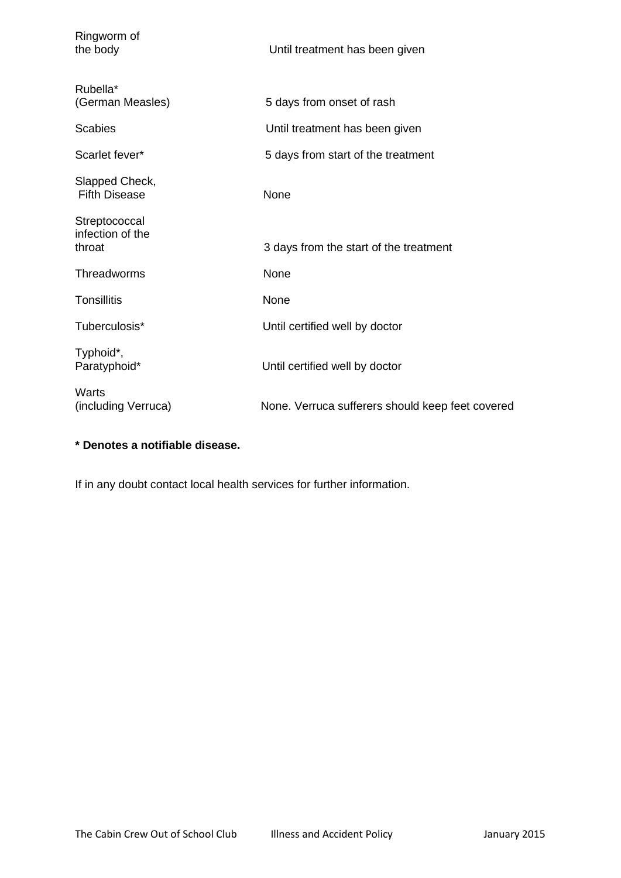| | |
|---|---|
| Ringworm of the body | Until treatment has been given |
| Rubella* (German Measles) | 5 days from onset of rash |
| Scabies | Until treatment has been given |
| Scarlet fever* | 5 days from start of the treatment |
| Slapped Check, Fifth Disease | None |
| Streptococcal infection of the throat | 3 days from the start of the treatment |
| Threadworms | None |
| Tonsillitis | None |
| Tuberculosis* | Until certified well by doctor |
| Typhoid*, Paratyphoid* | Until certified well by doctor |
| Warts (including Verruca) | None. Verruca sufferers should keep feet covered |

**\* Denotes a notifiable disease.**

If in any doubt contact local health services for further information.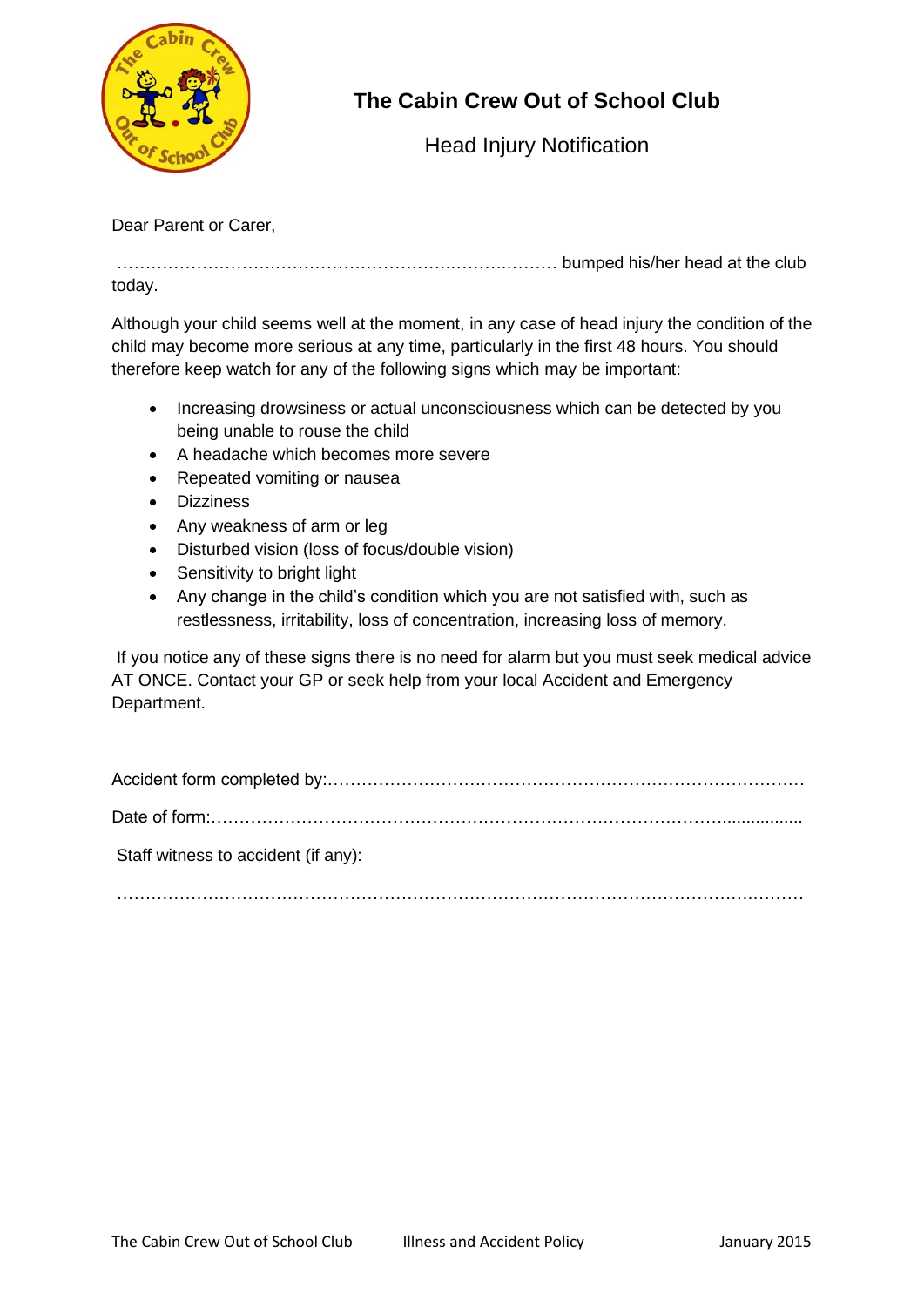# The Cabin Crew Out of School Club

## Head Injury Notification

Dear Parent or Carer,

……………………..………………………….……….……… bumped his/her head at the club today.

Although your child seems well at the moment, in any case of head injury the condition of the child may become more serious at any time, particularly in the first 48 hours. You should therefore keep watch for any of the following signs which may be important:

- Increasing drowsiness or actual unconsciousness which can be detected by you being unable to rouse the child
- A headache which becomes more severe
- Repeated vomiting or nausea
- Dizziness
- Any weakness of arm or leg
- Disturbed vision (loss of focus/double vision)
- Sensitivity to bright light
- Any change in the child's condition which you are not satisfied with, such as restlessness, irritability, loss of concentration, increasing loss of memory.

If you notice any of these signs there is no need for alarm but you must seek medical advice AT ONCE. Contact your GP or seek help from your local Accident and Emergency Department.

Accident form completed by:………………………………………………………………………….

Date of form:…………………………………………………………………………………................

Staff witness to accident (if any):

…………………………………………………………………………………………………………